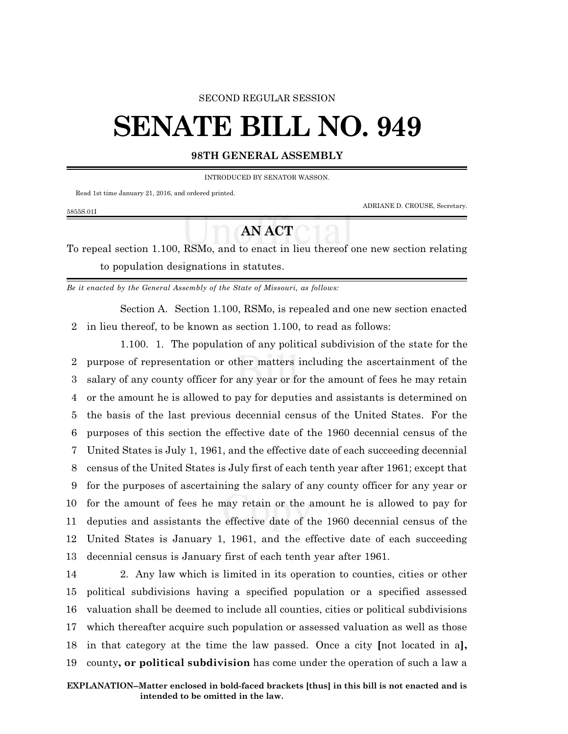SECOND REGULAR SESSION

# SENATE BILL NO. 949

**98TH GENERAL ASSEMBLY**

INTRODUCED BY SENATOR WASSON.

Read 1st time January 21, 2016, and ordered printed.

ADRIANE D. CROUSE, Secretary.

5855S.01I

## AN ACT

To repeal section 1.100, RSMo, and to enact in lieu thereof one new section relating to population designations in statutes.

*Be it enacted by the General Assembly of the State of Missouri, as follows:*

Section A. Section 1.100, RSMo, is repealed and one new section enacted in lieu thereof, to be known as section 1.100, to read as follows:

1.100. 1. The population of any political subdivision of the state for the purpose of representation or other matters including the ascertainment of the salary of any county officer for any year or for the amount of fees he may retain or the amount he is allowed to pay for deputies and assistants is determined on the basis of the last previous decennial census of the United States. For the purposes of this section the effective date of the 1960 decennial census of the United States is July 1, 1961, and the effective date of each succeeding decennial census of the United States is July first of each tenth year after 1961; except that for the purposes of ascertaining the salary of any county officer for any year or for the amount of fees he may retain or the amount he is allowed to pay for deputies and assistants the effective date of the 1960 decennial census of the United States is January 1, 1961, and the effective date of each succeeding decennial census is January first of each tenth year after 1961.

2. Any law which is limited in its operation to counties, cities or other political subdivisions having a specified population or a specified assessed valuation shall be deemed to include all counties, cities or political subdivisions which thereafter acquire such population or assessed valuation as well as those in that category at the time the law passed. Once a city **[**not located in a**]**, county**, or political subdivision** has come under the operation of such a law a

**EXPLANATION–Matter enclosed in bold-faced brackets [thus] in this bill is not enacted and is intended to be omitted in the law.**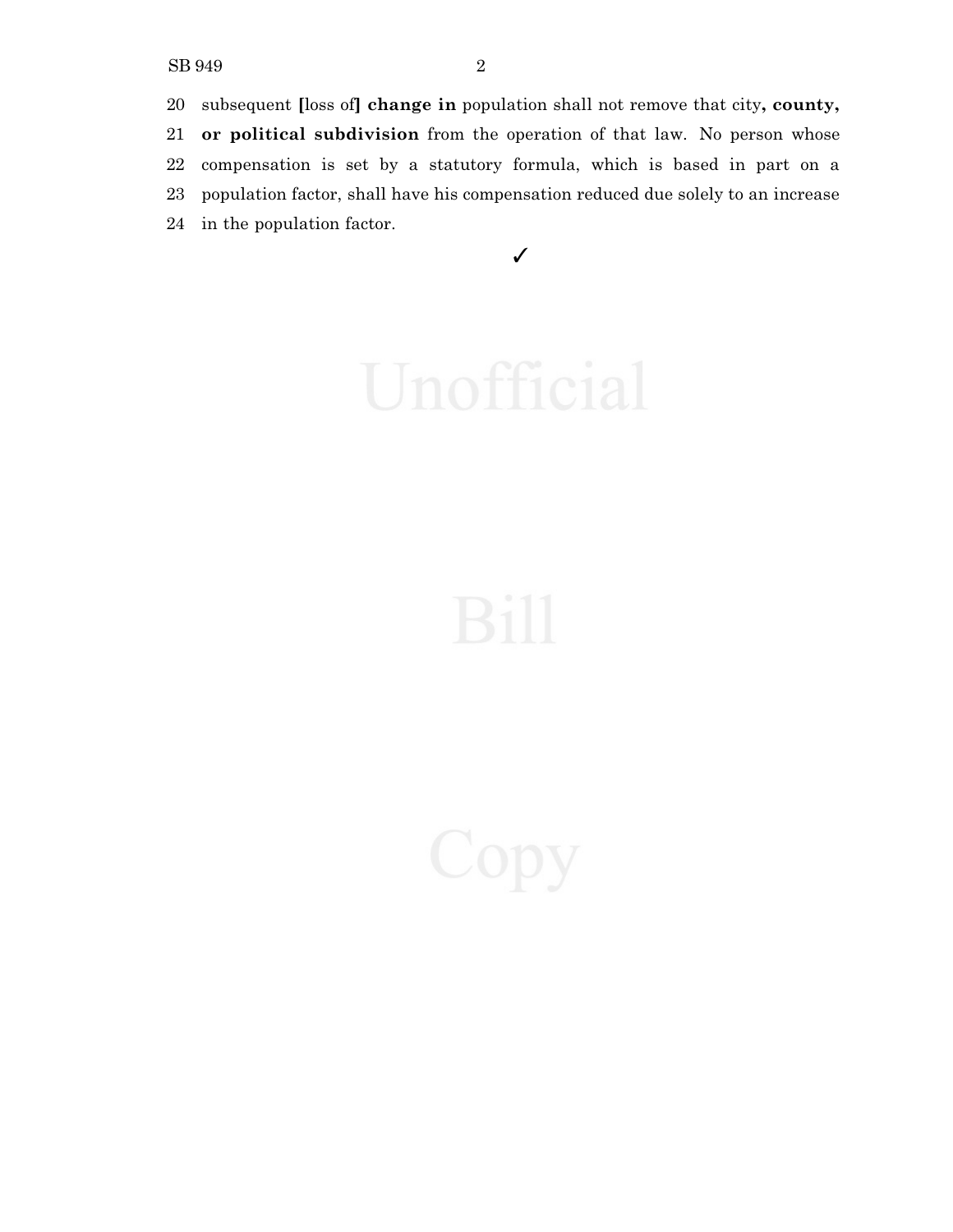20 subsequent [loss of] **change in** population shall not remove that city**, county,**
21 **or political subdivision** from the operation of that law. No person whose
22 compensation is set by a statutory formula, which is based in part on a
23 population factor, shall have his compensation reduced due solely to an increase
24 in the population factor.

✓